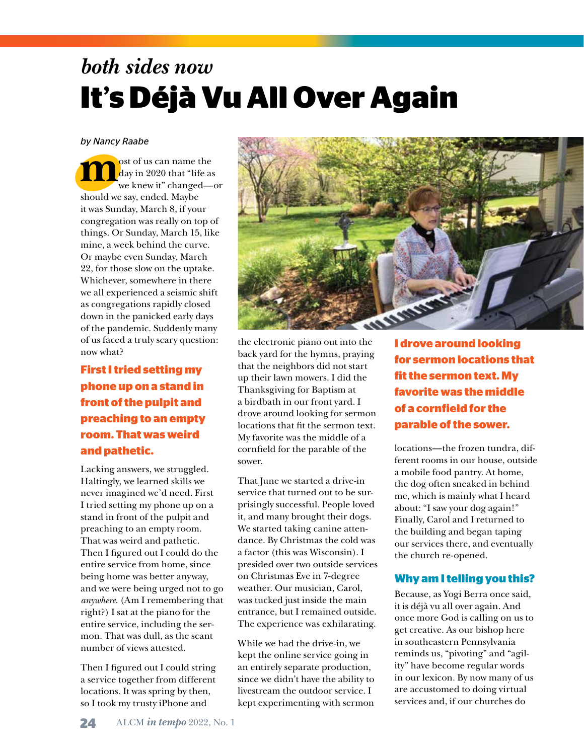*both sides now*

# It's Déjà Vu All Over Again

*by Nancy Raabe*

Most of us can name the day in 2020 that "life as we knew it" changed—or should we say, ended. Maybe it was Sunday, March 8, if your congregation was really on top of things. Or Sunday, March 15, like mine, a week behind the curve. Or maybe even Sunday, March 22, for those slow on the uptake. Whichever, somewhere in there we all experienced a seismic shift as congregations rapidly closed down in the panicked early days of the pandemic. Suddenly many of us faced a truly scary question: now what?

**First I tried setting my phone up on a stand in front of the pulpit and preaching to an empty room. That was weird and pathetic.**

Lacking answers, we struggled. Haltingly, we learned skills we never imagined we'd need. First I tried setting my phone up on a stand in front of the pulpit and preaching to an empty room. That was weird and pathetic. Then I figured out I could do the entire service from home, since being home was better anyway, and we were being urged not to go *anywhere.* (Am I remembering that right?) I sat at the piano for the entire service, including the sermon. That was dull, as the scant number of views attested.

Then I figured out I could string a service together from different locations. It was spring by then, so I took my trusty iPhone and the electronic piano out into the back yard for the hymns, praying that the neighbors did not start up their lawn mowers. I did the Thanksgiving for Baptism at a birdbath in our front yard. I drove around looking for sermon locations that fit the sermon text. My favorite was the middle of a cornfield for the parable of the sower.

That June we started a drive-in service that turned out to be surprisingly successful. People loved it, and many brought their dogs. We started taking canine attendance. By Christmas the cold was a factor (this was Wisconsin). I presided over two outside services on Christmas Eve in 7-degree weather. Our musician, Carol, was tucked just inside the main entrance, but I remained outside. The experience was exhilarating.

While we had the drive-in, we kept the online service going in an entirely separate production, since we didn't have the ability to livestream the outdoor service. I kept experimenting with sermon

**I drove around looking for sermon locations that fit the sermon text. My favorite was the middle of a cornfield for the parable of the sower.**

locations—the frozen tundra, different rooms in our house, outside a mobile food pantry. At home, the dog often sneaked in behind me, which is mainly what I heard about: "I saw your dog again!" Finally, Carol and I returned to the building and began taping our services there, and eventually the church re-opened.

### Why am I telling you this?

Because, as Yogi Berra once said, it is déjà vu all over again. And once more God is calling on us to get creative. As our bishop here in southeastern Pennsylvania reminds us, "pivoting" and "agility" have become regular words in our lexicon. By now many of us are accustomed to doing virtual services and, if our churches do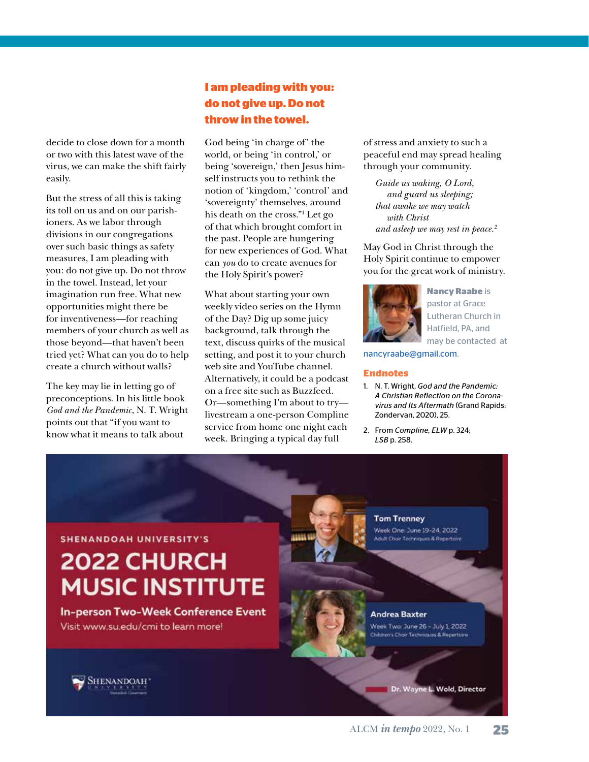decide to close down for a month or two with this latest wave of the virus, we can make the shift fairly easily.

But the stress of all this is taking its toll on us and on our parishioners. As we labor through divisions in our congregations over such basic things as safety measures, I am pleading with you: do not give up. Do not throw in the towel. Instead, let your imagination run free. What new opportunities might there be for inventiveness—for reaching members of your church as well as those beyond—that haven't been tried yet? What can you do to help create a church without walls?

**I am pleading with you: do not give up. Do not throw in the towel.**

The key may lie in letting go of preconceptions. In his little book *God and the Pandemic*, N. T. Wright points out that "if you want to know what it means to talk about God being 'in charge of' the world, or being 'in control,' or being 'sovereign,' then Jesus himself instructs you to rethink the notion of 'kingdom,' 'control' and 'sovereignty' themselves, around his death on the cross."[1] Let go of that which brought comfort in the past. People are hungering for new experiences of God. What can *you* do to create avenues for the Holy Spirit's power?

What about starting your own weekly video series on the Hymn of the Day? Dig up some juicy background, talk through the text, discuss quirks of the musical setting, and post it to your church web site and YouTube channel. Alternatively, it could be a podcast on a free site such as Buzzfeed. Or—something I'm about to try—livestream a one-person Compline service from home one night each week. Bringing a typical day full of stress and anxiety to such a peaceful end may spread healing through your community.

*Guide us waking, O Lord,*
*and guard us sleeping;*
*that awake we may watch*
*with Christ*
*and asleep we may rest in peace.*[2]

May God in Christ through the Holy Spirit continue to empower you for the great work of ministry.

**Nancy Raabe** is pastor at Grace Lutheran Church in Hatfield, PA, and may be contacted at nancyraabe@gmail.com.

## Endnotes

1. N. T. Wright, *God and the Pandemic: A Christian Reflection on the Coronavirus and Its Aftermath* (Grand Rapids: Zondervan, 2020), 25.
2. From *Compline*, *ELW* p. 324; *LSB* p. 258.

SHENANDOAH UNIVERSITY'S

# 2022 CHURCH MUSIC INSTITUTE

In-person Two-Week Conference Event
Visit www.su.edu/cmi to learn more!

**Tom Trenney**
Week One: June 19-24, 2022
Adult Choir Techniques & Repertoire

**Andrea Baxter**
Week Two: June 26 - July 1, 2022
Children's Choir Techniques & Repertoire

Dr. Wayne L. Wold, Director

Shenandoah University